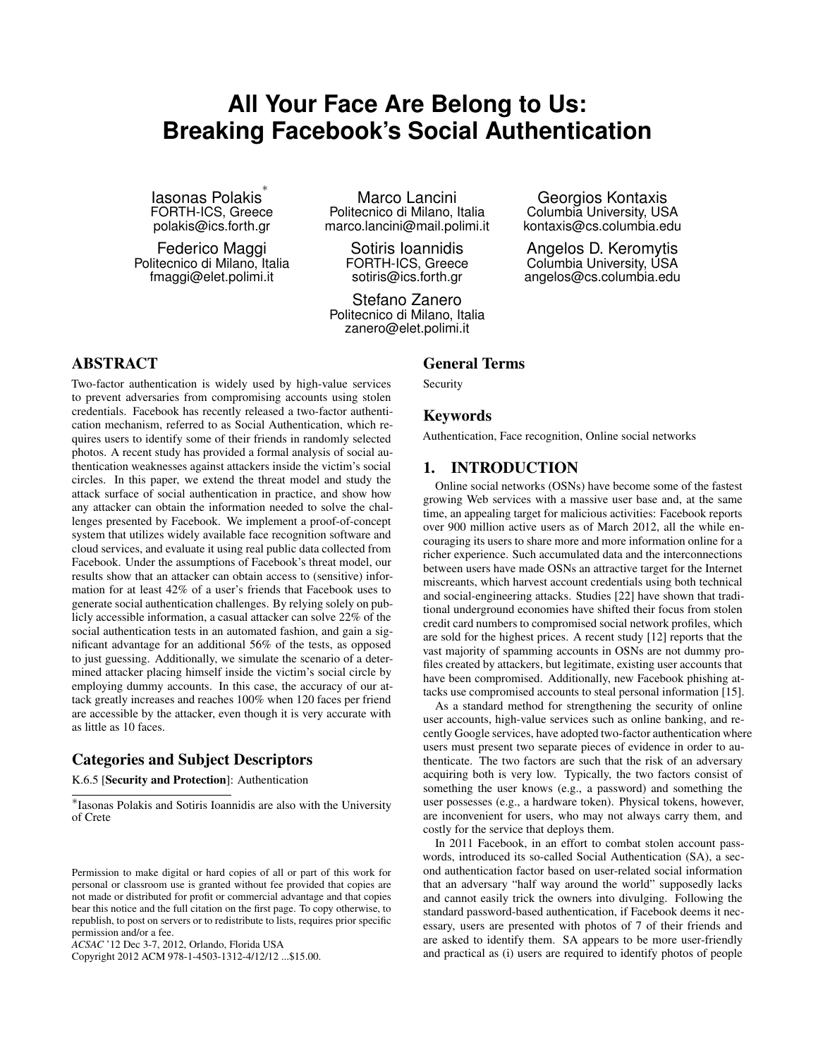# All Your Face Are Belong to Us: Breaking Facebook's Social Authentication

Iasonas Polakis[*]
FORTH-ICS, Greece
polakis@ics.forth.gr

Marco Lancini
Politecnico di Milano, Italia
marco.lancini@mail.polimi.it

Georgios Kontaxis
Columbia University, USA
kontaxis@cs.columbia.edu

Federico Maggi
Politecnico di Milano, Italia
fmaggi@elet.polimi.it

Sotiris Ioannidis
FORTH-ICS, Greece
sotiris@ics.forth.gr

Angelos D. Keromytis
Columbia University, USA
angelos@cs.columbia.edu

Stefano Zanero
Politecnico di Milano, Italia
zanero@elet.polimi.it

## ABSTRACT

Two-factor authentication is widely used by high-value services to prevent adversaries from compromising accounts using stolen credentials. Facebook has recently released a two-factor authentication mechanism, referred to as Social Authentication, which requires users to identify some of their friends in randomly selected photos. A recent study has provided a formal analysis of social authentication weaknesses against attackers inside the victim's social circles. In this paper, we extend the threat model and study the attack surface of social authentication in practice, and show how any attacker can obtain the information needed to solve the challenges presented by Facebook. We implement a proof-of-concept system that utilizes widely available face recognition software and cloud services, and evaluate it using real public data collected from Facebook. Under the assumptions of Facebook's threat model, our results show that an attacker can obtain access to (sensitive) information for at least 42% of a user's friends that Facebook uses to generate social authentication challenges. By relying solely on publicly accessible information, a casual attacker can solve 22% of the social authentication tests in an automated fashion, and gain a significant advantage for an additional 56% of the tests, as opposed to just guessing. Additionally, we simulate the scenario of a determined attacker placing himself inside the victim's social circle by employing dummy accounts. In this case, the accuracy of our attack greatly increases and reaches 100% when 120 faces per friend are accessible by the attacker, even though it is very accurate with as little as 10 faces.

## Categories and Subject Descriptors

K.6.5 [**Security and Protection**]: Authentication

[*]Iasonas Polakis and Sotiris Ioannidis are also with the University of Crete

Permission to make digital or hard copies of all or part of this work for personal or classroom use is granted without fee provided that copies are not made or distributed for profit or commercial advantage and that copies bear this notice and the full citation on the first page. To copy otherwise, to republish, to post on servers or to redistribute to lists, requires prior specific permission and/or a fee.
*ACSAC* '12 Dec 3-7, 2012, Orlando, Florida USA
Copyright 2012 ACM 978-1-4503-1312-4/12/12 ...$15.00.

## General Terms

Security

## Keywords

Authentication, Face recognition, Online social networks

## 1. INTRODUCTION

Online social networks (OSNs) have become some of the fastest growing Web services with a massive user base and, at the same time, an appealing target for malicious activities: Facebook reports over 900 million active users as of March 2012, all the while encouraging its users to share more and more information online for a richer experience. Such accumulated data and the interconnections between users have made OSNs an attractive target for the Internet miscreants, which harvest account credentials using both technical and social-engineering attacks. Studies [22] have shown that traditional underground economies have shifted their focus from stolen credit card numbers to compromised social network profiles, which are sold for the highest prices. A recent study [12] reports that the vast majority of spamming accounts in OSNs are not dummy profiles created by attackers, but legitimate, existing user accounts that have been compromised. Additionally, new Facebook phishing attacks use compromised accounts to steal personal information [15].

As a standard method for strengthening the security of online user accounts, high-value services such as online banking, and recently Google services, have adopted two-factor authentication where users must present two separate pieces of evidence in order to authenticate. The two factors are such that the risk of an adversary acquiring both is very low. Typically, the two factors consist of something the user knows (e.g., a password) and something the user possesses (e.g., a hardware token). Physical tokens, however, are inconvenient for users, who may not always carry them, and costly for the service that deploys them.

In 2011 Facebook, in an effort to combat stolen account passwords, introduced its so-called Social Authentication (SA), a second authentication factor based on user-related social information that an adversary "half way around the world" supposedly lacks and cannot easily trick the owners into divulging. Following the standard password-based authentication, if Facebook deems it necessary, users are presented with photos of 7 of their friends and are asked to identify them. SA appears to be more user-friendly and practical as (i) users are required to identify photos of people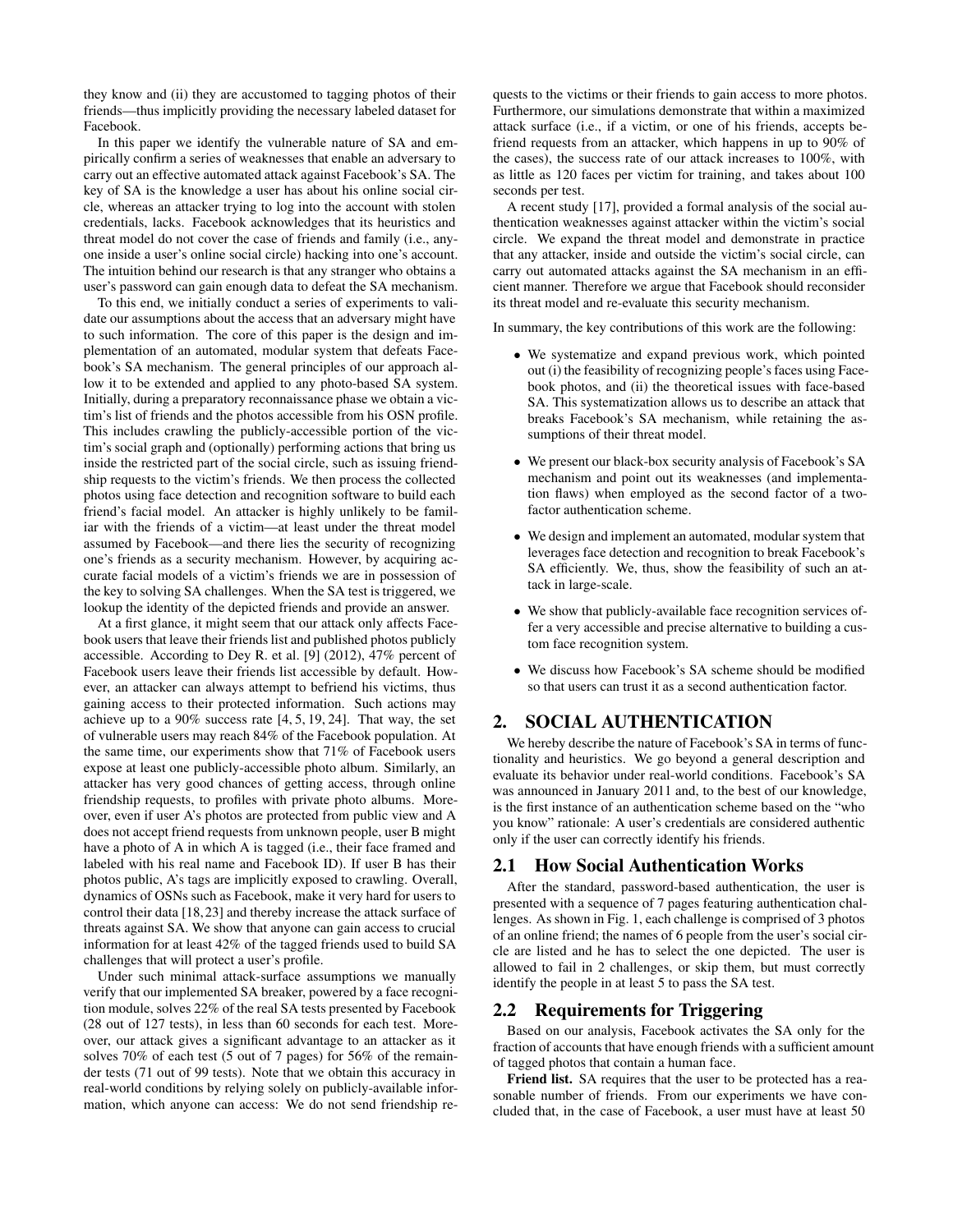they know and (ii) they are accustomed to tagging photos of their friends—thus implicitly providing the necessary labeled dataset for Facebook.

In this paper we identify the vulnerable nature of SA and empirically confirm a series of weaknesses that enable an adversary to carry out an effective automated attack against Facebook's SA. The key of SA is the knowledge a user has about his online social circle, whereas an attacker trying to log into the account with stolen credentials, lacks. Facebook acknowledges that its heuristics and threat model do not cover the case of friends and family (i.e., anyone inside a user's online social circle) hacking into one's account. The intuition behind our research is that any stranger who obtains a user's password can gain enough data to defeat the SA mechanism.

To this end, we initially conduct a series of experiments to validate our assumptions about the access that an adversary might have to such information. The core of this paper is the design and implementation of an automated, modular system that defeats Facebook's SA mechanism. The general principles of our approach allow it to be extended and applied to any photo-based SA system. Initially, during a preparatory reconnaissance phase we obtain a victim's list of friends and the photos accessible from his OSN profile. This includes crawling the publicly-accessible portion of the victim's social graph and (optionally) performing actions that bring us inside the restricted part of the social circle, such as issuing friendship requests to the victim's friends. We then process the collected photos using face detection and recognition software to build each friend's facial model. An attacker is highly unlikely to be familiar with the friends of a victim—at least under the threat model assumed by Facebook—and there lies the security of recognizing one's friends as a security mechanism. However, by acquiring accurate facial models of a victim's friends we are in possession of the key to solving SA challenges. When the SA test is triggered, we lookup the identity of the depicted friends and provide an answer.

At a first glance, it might seem that our attack only affects Facebook users that leave their friends list and published photos publicly accessible. According to Dey R. et al. [9] (2012), 47% percent of Facebook users leave their friends list accessible by default. However, an attacker can always attempt to befriend his victims, thus gaining access to their protected information. Such actions may achieve up to a 90% success rate [4, 5, 19, 24]. That way, the set of vulnerable users may reach 84% of the Facebook population. At the same time, our experiments show that 71% of Facebook users expose at least one publicly-accessible photo album. Similarly, an attacker has very good chances of getting access, through online friendship requests, to profiles with private photo albums. Moreover, even if user A's photos are protected from public view and A does not accept friend requests from unknown people, user B might have a photo of A in which A is tagged (i.e., their face framed and labeled with his real name and Facebook ID). If user B has their photos public, A's tags are implicitly exposed to crawling. Overall, dynamics of OSNs such as Facebook, make it very hard for users to control their data [18, 23] and thereby increase the attack surface of threats against SA. We show that anyone can gain access to crucial information for at least 42% of the tagged friends used to build SA challenges that will protect a user's profile.

Under such minimal attack-surface assumptions we manually verify that our implemented SA breaker, powered by a face recognition module, solves 22% of the real SA tests presented by Facebook (28 out of 127 tests), in less than 60 seconds for each test. Moreover, our attack gives a significant advantage to an attacker as it solves 70% of each test (5 out of 7 pages) for 56% of the remainder tests (71 out of 99 tests). Note that we obtain this accuracy in real-world conditions by relying solely on publicly-available information, which anyone can access: We do not send friendship requests to the victims or their friends to gain access to more photos. Furthermore, our simulations demonstrate that within a maximized attack surface (i.e., if a victim, or one of his friends, accepts befriend requests from an attacker, which happens in up to 90% of the cases), the success rate of our attack increases to 100%, with as little as 120 faces per victim for training, and takes about 100 seconds per test.

A recent study [17], provided a formal analysis of the social authentication weaknesses against attacker within the victim's social circle. We expand the threat model and demonstrate in practice that any attacker, inside and outside the victim's social circle, can carry out automated attacks against the SA mechanism in an efficient manner. Therefore we argue that Facebook should reconsider its threat model and re-evaluate this security mechanism.

In summary, the key contributions of this work are the following:

- We systematize and expand previous work, which pointed out (i) the feasibility of recognizing people's faces using Facebook photos, and (ii) the theoretical issues with face-based SA. This systematization allows us to describe an attack that breaks Facebook's SA mechanism, while retaining the assumptions of their threat model.
- We present our black-box security analysis of Facebook's SA mechanism and point out its weaknesses (and implementation flaws) when employed as the second factor of a two-factor authentication scheme.
- We design and implement an automated, modular system that leverages face detection and recognition to break Facebook's SA efficiently. We, thus, show the feasibility of such an attack in large-scale.
- We show that publicly-available face recognition services offer a very accessible and precise alternative to building a custom face recognition system.
- We discuss how Facebook's SA scheme should be modified so that users can trust it as a second authentication factor.

## 2. SOCIAL AUTHENTICATION

We hereby describe the nature of Facebook's SA in terms of functionality and heuristics. We go beyond a general description and evaluate its behavior under real-world conditions. Facebook's SA was announced in January 2011 and, to the best of our knowledge, is the first instance of an authentication scheme based on the "who you know" rationale: A user's credentials are considered authentic only if the user can correctly identify his friends.

### 2.1 How Social Authentication Works

After the standard, password-based authentication, the user is presented with a sequence of 7 pages featuring authentication challenges. As shown in Fig. 1, each challenge is comprised of 3 photos of an online friend; the names of 6 people from the user's social circle are listed and he has to select the one depicted. The user is allowed to fail in 2 challenges, or skip them, but must correctly identify the people in at least 5 to pass the SA test.

### 2.2 Requirements for Triggering

Based on our analysis, Facebook activates the SA only for the fraction of accounts that have enough friends with a sufficient amount of tagged photos that contain a human face.

**Friend list.** SA requires that the user to be protected has a reasonable number of friends. From our experiments we have concluded that, in the case of Facebook, a user must have at least 50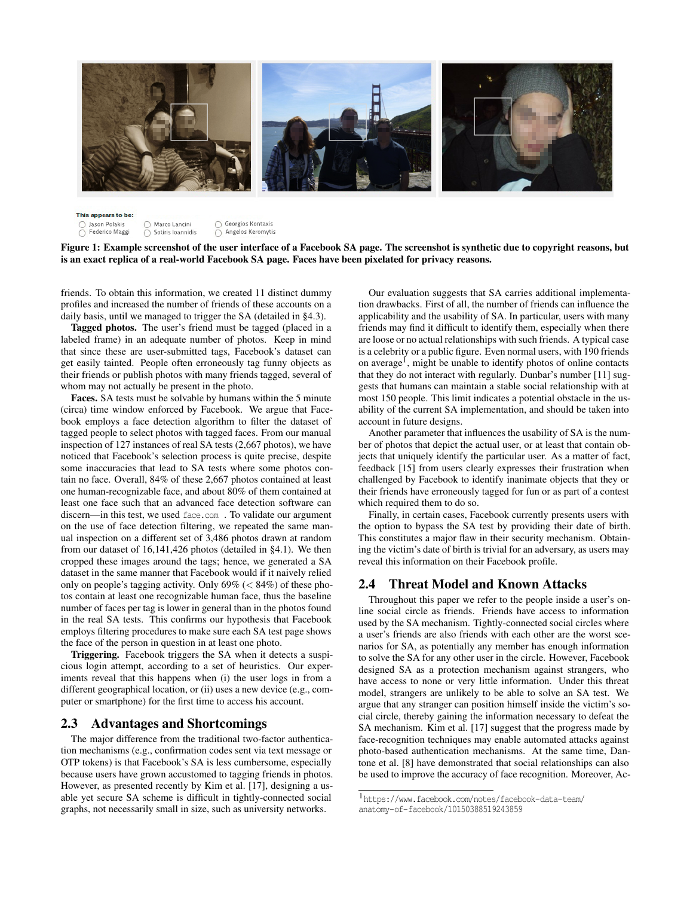This appears to be:

Jason Polakis
Federico Maggi
Marco Lancini
Sotiris Ioannidis
Georgios Kontaxis
Angelos Keromytis

**Figure 1: Example screenshot of the user interface of a Facebook SA page. The screenshot is synthetic due to copyright reasons, but is an exact replica of a real-world Facebook SA page. Faces have been pixelated for privacy reasons.**

friends. To obtain this information, we created 11 distinct dummy profiles and increased the number of friends of these accounts on a daily basis, until we managed to trigger the SA (detailed in §4.3).

**Tagged photos.** The user's friend must be tagged (placed in a labeled frame) in an adequate number of photos. Keep in mind that since these are user-submitted tags, Facebook's dataset can get easily tainted. People often erroneously tag funny objects as their friends or publish photos with many friends tagged, several of whom may not actually be present in the photo.

**Faces.** SA tests must be solvable by humans within the 5 minute (circa) time window enforced by Facebook. We argue that Facebook employs a face detection algorithm to filter the dataset of tagged people to select photos with tagged faces. From our manual inspection of 127 instances of real SA tests (2,667 photos), we have noticed that Facebook's selection process is quite precise, despite some inaccuracies that lead to SA tests where some photos contain no face. Overall, 84% of these 2,667 photos contained at least one human-recognizable face, and about 80% of them contained at least one face such that an advanced face detection software can discern—in this test, we used `face.com` . To validate our argument on the use of face detection filtering, we repeated the same manual inspection on a different set of 3,486 photos drawn at random from our dataset of 16,141,426 photos (detailed in §4.1). We then cropped these images around the tags; hence, we generated a SA dataset in the same manner that Facebook would if it naively relied only on people's tagging activity. Only 69% (< 84%) of these photos contain at least one recognizable human face, thus the baseline number of faces per tag is lower in general than in the photos found in the real SA tests. This confirms our hypothesis that Facebook employs filtering procedures to make sure each SA test page shows the face of the person in question in at least one photo.

**Triggering.** Facebook triggers the SA when it detects a suspicious login attempt, according to a set of heuristics. Our experiments reveal that this happens when (i) the user logs in from a different geographical location, or (ii) uses a new device (e.g., computer or smartphone) for the first time to access his account.

## 2.3 Advantages and Shortcomings

The major difference from the traditional two-factor authentication mechanisms (e.g., confirmation codes sent via text message or OTP tokens) is that Facebook's SA is less cumbersome, especially because users have grown accustomed to tagging friends in photos. However, as presented recently by Kim et al. [17], designing a usable yet secure SA scheme is difficult in tightly-connected social graphs, not necessarily small in size, such as university networks.

Our evaluation suggests that SA carries additional implementation drawbacks. First of all, the number of friends can influence the applicability and the usability of SA. In particular, users with many friends may find it difficult to identify them, especially when there are loose or no actual relationships with such friends. A typical case is a celebrity or a public figure. Even normal users, with 190 friends on average[1], might be unable to identify photos of online contacts that they do not interact with regularly. Dunbar's number [11] suggests that humans can maintain a stable social relationship with at most 150 people. This limit indicates a potential obstacle in the usability of the current SA implementation, and should be taken into account in future designs.

Another parameter that influences the usability of SA is the number of photos that depict the actual user, or at least that contain objects that uniquely identify the particular user. As a matter of fact, feedback [15] from users clearly expresses their frustration when challenged by Facebook to identify inanimate objects that they or their friends have erroneously tagged for fun or as part of a contest which required them to do so.

Finally, in certain cases, Facebook currently presents users with the option to bypass the SA test by providing their date of birth. This constitutes a major flaw in their security mechanism. Obtaining the victim's date of birth is trivial for an adversary, as users may reveal this information on their Facebook profile.

## 2.4 Threat Model and Known Attacks

Throughout this paper we refer to the people inside a user's online social circle as friends. Friends have access to information used by the SA mechanism. Tightly-connected social circles where a user's friends are also friends with each other are the worst scenarios for SA, as potentially any member has enough information to solve the SA for any other user in the circle. However, Facebook designed SA as a protection mechanism against strangers, who have access to none or very little information. Under this threat model, strangers are unlikely to be able to solve an SA test. We argue that any stranger can position himself inside the victim's social circle, thereby gaining the information necessary to defeat the SA mechanism. Kim et al. [17] suggest that the progress made by face-recognition techniques may enable automated attacks against photo-based authentication mechanisms. At the same time, Dantone et al. [8] have demonstrated that social relationships can also be used to improve the accuracy of face recognition. Moreover, Ac-

[1] https://www.facebook.com/notes/facebook-data-team/anatomy-of-facebook/10150388519243859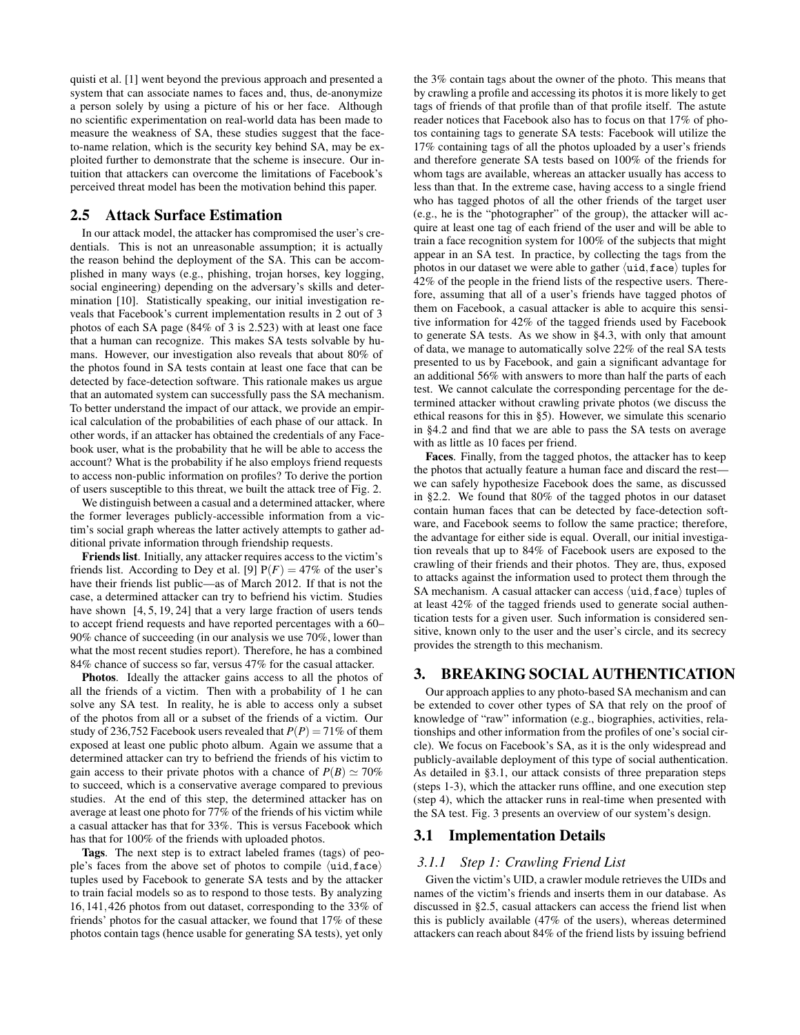quisti et al. [1] went beyond the previous approach and presented a system that can associate names to faces and, thus, de-anonymize a person solely by using a picture of his or her face. Although no scientific experimentation on real-world data has been made to measure the weakness of SA, these studies suggest that the face-to-name relation, which is the security key behind SA, may be exploited further to demonstrate that the scheme is insecure. Our intuition that attackers can overcome the limitations of Facebook's perceived threat model has been the motivation behind this paper.

## 2.5 Attack Surface Estimation

In our attack model, the attacker has compromised the user's credentials. This is not an unreasonable assumption; it is actually the reason behind the deployment of the SA. This can be accomplished in many ways (e.g., phishing, trojan horses, key logging, social engineering) depending on the adversary's skills and determination [10]. Statistically speaking, our initial investigation reveals that Facebook's current implementation results in 2 out of 3 photos of each SA page (84% of 3 is 2.523) with at least one face that a human can recognize. This makes SA tests solvable by humans. However, our investigation also reveals that about 80% of the photos found in SA tests contain at least one face that can be detected by face-detection software. This rationale makes us argue that an automated system can successfully pass the SA mechanism. To better understand the impact of our attack, we provide an empirical calculation of the probabilities of each phase of our attack. In other words, if an attacker has obtained the credentials of any Facebook user, what is the probability that he will be able to access the account? What is the probability if he also employs friend requests to access non-public information on profiles? To derive the portion of users susceptible to this threat, we built the attack tree of Fig. 2.

We distinguish between a casual and a determined attacker, where the former leverages publicly-accessible information from a victim's social graph whereas the latter actively attempts to gather additional private information through friendship requests.

**Friends list**. Initially, any attacker requires access to the victim's friends list. According to Dey et al. [9] $P(F) = 47\%$ of the user's have their friends list public—as of March 2012. If that is not the case, a determined attacker can try to befriend his victim. Studies have shown [4, 5, 19, 24] that a very large fraction of users tends to accept friend requests and have reported percentages with a 60–90% chance of succeeding (in our analysis we use 70%, lower than what the most recent studies report). Therefore, he has a combined 84% chance of success so far, versus 47% for the casual attacker.

**Photos**. Ideally the attacker gains access to all the photos of all the friends of a victim. Then with a probability of 1 he can solve any SA test. In reality, he is able to access only a subset of the photos from all or a subset of the friends of a victim. Our study of 236,752 Facebook users revealed that $P(P) = 71\%$ of them exposed at least one public photo album. Again we assume that a determined attacker can try to befriend the friends of his victim to gain access to their private photos with a chance of $P(B) \simeq 70\%$ to succeed, which is a conservative average compared to previous studies. At the end of this step, the determined attacker has on average at least one photo for 77% of the friends of his victim while a casual attacker has that for 33%. This is versus Facebook which has that for 100% of the friends with uploaded photos.

**Tags**. The next step is to extract labeled frames (tags) of people's faces from the above set of photos to compile $\langle \texttt{uid}, \texttt{face} \rangle$ tuples used by Facebook to generate SA tests and by the attacker to train facial models so as to respond to those tests. By analyzing 16,141,426 photos from out dataset, corresponding to the 33% of friends' photos for the casual attacker, we found that 17% of these photos contain tags (hence usable for generating SA tests), yet only the 3% contain tags about the owner of the photo. This means that by crawling a profile and accessing its photos it is more likely to get tags of friends of that profile than of that profile itself. The astute reader notices that Facebook also has to focus on that 17% of photos containing tags to generate SA tests: Facebook will utilize the 17% containing tags of all the photos uploaded by a user's friends and therefore generate SA tests based on 100% of the friends for whom tags are available, whereas an attacker usually has access to less than that. In the extreme case, having access to a single friend who has tagged photos of all the other friends of the target user (e.g., he is the "photographer" of the group), the attacker will acquire at least one tag of each friend of the user and will be able to train a face recognition system for 100% of the subjects that might appear in an SA test. In practice, by collecting the tags from the photos in our dataset we were able to gather $\langle \texttt{uid}, \texttt{face} \rangle$ tuples for 42% of the people in the friend lists of the respective users. Therefore, assuming that all of a user's friends have tagged photos of them on Facebook, a casual attacker is able to acquire this sensitive information for 42% of the tagged friends used by Facebook to generate SA tests. As we show in §4.3, with only that amount of data, we manage to automatically solve 22% of the real SA tests presented to us by Facebook, and gain a significant advantage for an additional 56% with answers to more than half the parts of each test. We cannot calculate the corresponding percentage for the determined attacker without crawling private photos (we discuss the ethical reasons for this in §5). However, we simulate this scenario in §4.2 and find that we are able to pass the SA tests on average with as little as 10 faces per friend.

**Faces**. Finally, from the tagged photos, the attacker has to keep the photos that actually feature a human face and discard the rest—we can safely hypothesize Facebook does the same, as discussed in §2.2. We found that 80% of the tagged photos in our dataset contain human faces that can be detected by face-detection software, and Facebook seems to follow the same practice; therefore, the advantage for either side is equal. Overall, our initial investigation reveals that up to 84% of Facebook users are exposed to the crawling of their friends and their photos. They are, thus, exposed to attacks against the information used to protect them through the SA mechanism. A casual attacker can access $\langle \texttt{uid}, \texttt{face} \rangle$ tuples of at least 42% of the tagged friends used to generate social authentication tests for a given user. Such information is considered sensitive, known only to the user and the user's circle, and its secrecy provides the strength to this mechanism.

# 3. BREAKING SOCIAL AUTHENTICATION

Our approach applies to any photo-based SA mechanism and can be extended to cover other types of SA that rely on the proof of knowledge of "raw" information (e.g., biographies, activities, relationships and other information from the profiles of one's social circle). We focus on Facebook's SA, as it is the only widespread and publicly-available deployment of this type of social authentication. As detailed in §3.1, our attack consists of three preparation steps (steps 1-3), which the attacker runs offline, and one execution step (step 4), which the attacker runs in real-time when presented with the SA test. Fig. 3 presents an overview of our system's design.

## 3.1 Implementation Details

### 3.1.1 Step 1: Crawling Friend List

Given the victim's UID, a crawler module retrieves the UIDs and names of the victim's friends and inserts them in our database. As discussed in §2.5, casual attackers can access the friend list when this is publicly available (47% of the users), whereas determined attackers can reach about 84% of the friend lists by issuing befriend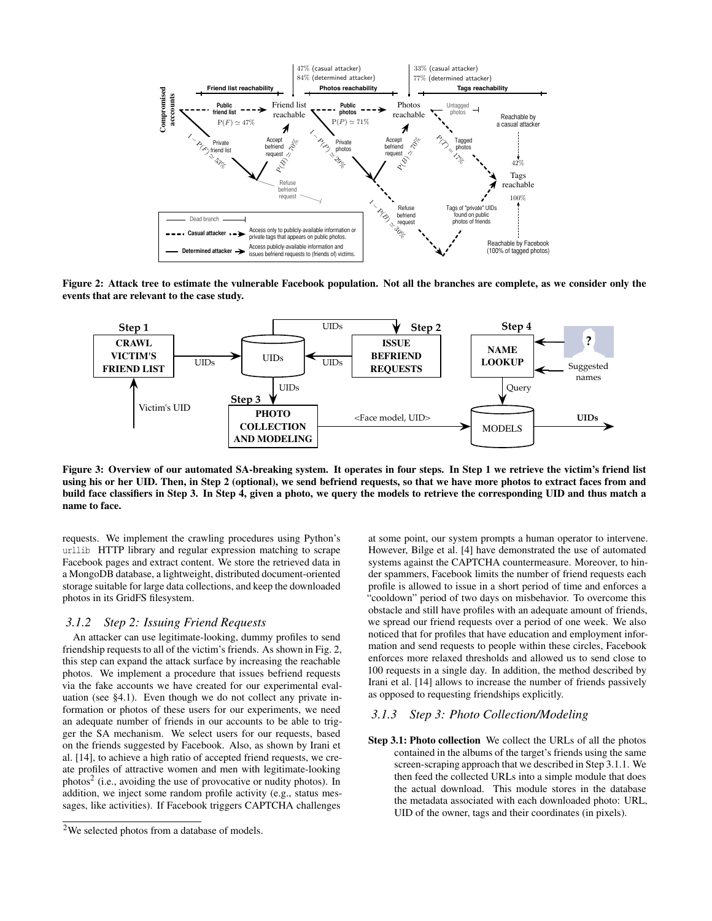Figure 2: Attack tree to estimate the vulnerable Facebook population. Not all the branches are complete, as we consider only the events that are relevant to the case study.

Figure 3: Overview of our automated SA-breaking system. It operates in four steps. In Step 1 we retrieve the victim's friend list using his or her UID. Then, in Step 2 (optional), we send befriend requests, so that we have more photos to extract faces from and build face classifiers in Step 3. In Step 4, given a photo, we query the models to retrieve the corresponding UID and thus match a name to face.

requests. We implement the crawling procedures using Python's `urllib` HTTP library and regular expression matching to scrape Facebook pages and extract content. We store the retrieved data in a MongoDB database, a lightweight, distributed document-oriented storage suitable for large data collections, and keep the downloaded photos in its GridFS filesystem.

### 3.1.2 Step 2: Issuing Friend Requests

An attacker can use legitimate-looking, dummy profiles to send friendship requests to all of the victim's friends. As shown in Fig. 2, this step can expand the attack surface by increasing the reachable photos. We implement a procedure that issues befriend requests via the fake accounts we have created for our experimental evaluation (see §4.1). Even though we do not collect any private information or photos of these users for our experiments, we need an adequate number of friends in our accounts to be able to trigger the SA mechanism. We select users for our requests, based on the friends suggested by Facebook. Also, as shown by Irani et al. [14], to achieve a high ratio of accepted friend requests, we create profiles of attractive women and men with legitimate-looking photos[2] (i.e., avoiding the use of provocative or nudity photos). In addition, we inject some random profile activity (e.g., status messages, like activities). If Facebook triggers CAPTCHA challenges at some point, our system prompts a human operator to intervene. However, Bilge et al. [4] have demonstrated the use of automated systems against the CAPTCHA countermeasure. Moreover, to hinder spammers, Facebook limits the number of friend requests each profile is allowed to issue in a short period of time and enforces a "cooldown" period of two days on misbehavior. To overcome this obstacle and still have profiles with an adequate amount of friends, we spread our friend requests over a period of one week. We also noticed that for profiles that have education and employment information and send requests to people within these circles, Facebook enforces more relaxed thresholds and allowed us to send close to 100 requests in a single day. In addition, the method described by Irani et al. [14] allows to increase the number of friends passively as opposed to requesting friendships explicitly.

### 3.1.3 Step 3: Photo Collection/Modeling

**Step 3.1: Photo collection** We collect the URLs of all the photos contained in the albums of the target's friends using the same screen-scraping approach that we described in Step 3.1.1. We then feed the collected URLs into a simple module that does the actual download. This module stores in the database the metadata associated with each downloaded photo: URL, UID of the owner, tags and their coordinates (in pixels).

[2] We selected photos from a database of models.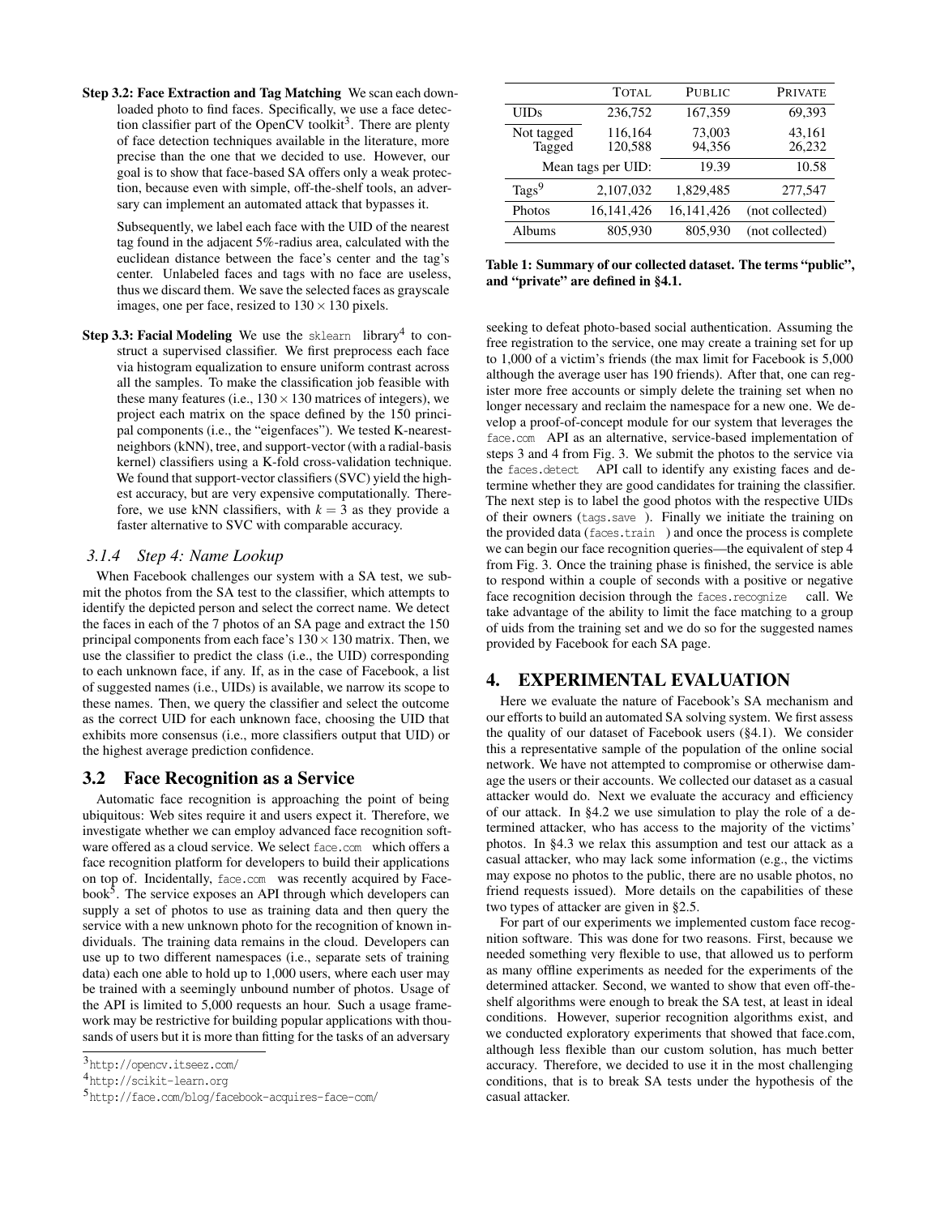**Step 3.2: Face Extraction and Tag Matching** We scan each downloaded photo to find faces. Specifically, we use a face detection classifier part of the OpenCV toolkit[3]. There are plenty of face detection techniques available in the literature, more precise than the one that we decided to use. However, our goal is to show that face-based SA offers only a weak protection, because even with simple, off-the-shelf tools, an adversary can implement an automated attack that bypasses it.

Subsequently, we label each face with the UID of the nearest tag found in the adjacent 5%-radius area, calculated with the euclidean distance between the face's center and the tag's center. Unlabeled faces and tags with no face are useless, thus we discard them. We save the selected faces as grayscale images, one per face, resized to $130 \times 130$ pixels.

**Step 3.3: Facial Modeling** We use the `sklearn` library[4] to construct a supervised classifier. We first preprocess each face via histogram equalization to ensure uniform contrast across all the samples. To make the classification job feasible with these many features (i.e., $130 \times 130$ matrices of integers), we project each matrix on the space defined by the 150 principal components (i.e., the "eigenfaces"). We tested K-nearest-neighbors (kNN), tree, and support-vector (with a radial-basis kernel) classifiers using a K-fold cross-validation technique. We found that support-vector classifiers (SVC) yield the highest accuracy, but are very expensive computationally. Therefore, we use kNN classifiers, with $k = 3$ as they provide a faster alternative to SVC with comparable accuracy.

### 3.1.4 Step 4: Name Lookup

When Facebook challenges our system with a SA test, we submit the photos from the SA test to the classifier, which attempts to identify the depicted person and select the correct name. We detect the faces in each of the 7 photos of an SA page and extract the 150 principal components from each face's $130 \times 130$ matrix. Then, we use the classifier to predict the class (i.e., the UID) corresponding to each unknown face, if any. If, as in the case of Facebook, a list of suggested names (i.e., UIDs) is available, we narrow its scope to these names. Then, we query the classifier and select the outcome as the correct UID for each unknown face, choosing the UID that exhibits more consensus (i.e., more classifiers output that UID) or the highest average prediction confidence.

## 3.2 Face Recognition as a Service

Automatic face recognition is approaching the point of being ubiquitous: Web sites require it and users expect it. Therefore, we investigate whether we can employ advanced face recognition software offered as a cloud service. We select `face.com` which offers a face recognition platform for developers to build their applications on top of. Incidentally, `face.com` was recently acquired by Facebook[5]. The service exposes an API through which developers can supply a set of photos to use as training data and then query the service with a new unknown photo for the recognition of known individuals. The training data remains in the cloud. Developers can use up to two different namespaces (i.e., separate sets of training data) each one able to hold up to 1,000 users, where each user may be trained with a seemingly unbound number of photos. Usage of the API is limited to 5,000 requests an hour. Such a usage framework may be restrictive for building popular applications with thousands of users but it is more than fitting for the tasks of an adversary seeking to defeat photo-based social authentication. Assuming the free registration to the service, one may create a training set for up to 1,000 of a victim's friends (the max limit for Facebook is 5,000 although the average user has 190 friends). After that, one can register more free accounts or simply delete the training set when no longer necessary and reclaim the namespace for a new one. We develop a proof-of-concept module for our system that leverages the `face.com` API as an alternative, service-based implementation of steps 3 and 4 from Fig. 3. We submit the photos to the service via the `faces.detect` API call to identify any existing faces and determine whether they are good candidates for training the classifier. The next step is to label the good photos with the respective UIDs of their owners (`tags.save`). Finally we initiate the training on the provided data (`faces.train`) and once the process is complete we can begin our face recognition queries—the equivalent of step 4 from Fig. 3. Once the training phase is finished, the service is able to respond within a couple of seconds with a positive or negative face recognition decision through the `faces.recognize` call. We take advantage of the ability to limit the face matching to a group of uids from the training set and we do so for the suggested names provided by Facebook for each SA page.

| | TOTAL | PUBLIC | PRIVATE |
|---|---|---|---|
| UIDs | 236,752 | 167,359 | 69,393 |
| Not tagged | 116,164 | 73,003 | 43,161 |
| Tagged | 120,588 | 94,356 | 26,232 |
| Mean tags per UID: | | 19.39 | 10.58 |
| Tags[9] | 2,107,032 | 1,829,485 | 277,547 |
| Photos | 16,141,426 | 16,141,426 | (not collected) |
| Albums | 805,930 | 805,930 | (not collected) |

**Table 1: Summary of our collected dataset. The terms "public", and "private" are defined in §4.1.**

# 4. EXPERIMENTAL EVALUATION

Here we evaluate the nature of Facebook's SA mechanism and our efforts to build an automated SA solving system. We first assess the quality of our dataset of Facebook users (§4.1). We consider this a representative sample of the population of the online social network. We have not attempted to compromise or otherwise damage the users or their accounts. We collected our dataset as a casual attacker would do. Next we evaluate the accuracy and efficiency of our attack. In §4.2 we use simulation to play the role of a determined attacker, who has access to the majority of the victims' photos. In §4.3 we relax this assumption and test our attack as a casual attacker, who may lack some information (e.g., the victims may expose no photos to the public, there are no usable photos, no friend requests issued). More details on the capabilities of these two types of attacker are given in §2.5.

For part of our experiments we implemented custom face recognition software. This was done for two reasons. First, because we needed something very flexible to use, that allowed us to perform as many offline experiments as needed for the experiments of the determined attacker. Second, we wanted to show that even off-the-shelf algorithms were enough to break the SA test, at least in ideal conditions. However, superior recognition algorithms exist, and we conducted exploratory experiments that showed that face.com, although less flexible than our custom solution, has much better accuracy. Therefore, we decided to use it in the most challenging conditions, that is to break SA tests under the hypothesis of the casual attacker.

[3] http://opencv.itseez.com/

[4] http://scikit-learn.org

[5] http://face.com/blog/facebook-acquires-face-com/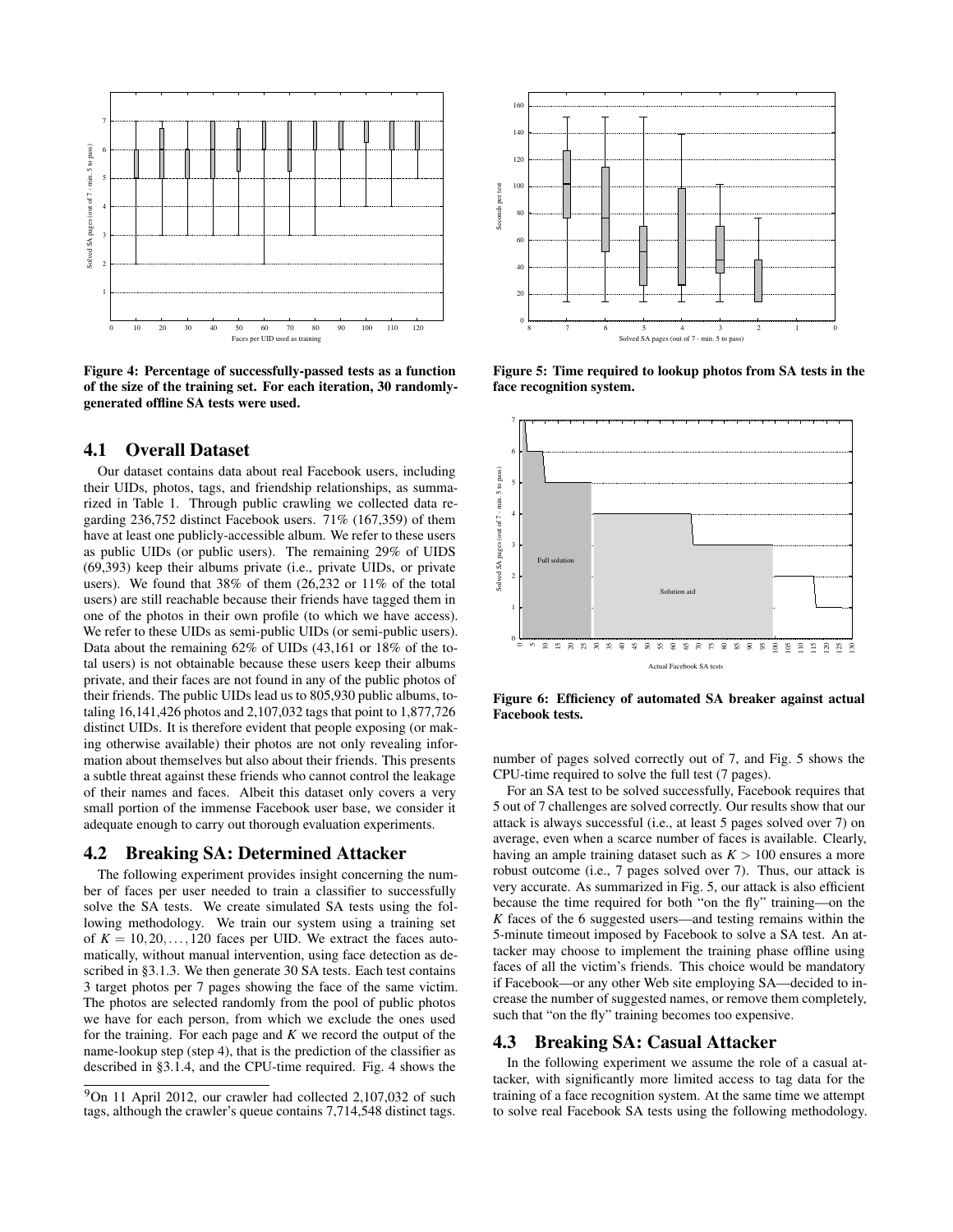Figure 4: Percentage of successfully-passed tests as a function of the size of the training set. For each iteration, 30 randomly-generated offline SA tests were used.

Figure 5: Time required to lookup photos from SA tests in the face recognition system.

Figure 6: Efficiency of automated SA breaker against actual Facebook tests.

## 4.1 Overall Dataset

Our dataset contains data about real Facebook users, including their UIDs, photos, tags, and friendship relationships, as summarized in Table 1. Through public crawling we collected data regarding 236,752 distinct Facebook users. 71% (167,359) of them have at least one publicly-accessible album. We refer to these users as public UIDs (or public users). The remaining 29% of UIDS (69,393) keep their albums private (i.e., private UIDs, or private users). We found that 38% of them (26,232 or 11% of the total users) are still reachable because their friends have tagged them in one of the photos in their own profile (to which we have access). We refer to these UIDs as semi-public UIDs (or semi-public users). Data about the remaining 62% of UIDs (43,161 or 18% of the total users) is not obtainable because these users keep their albums private, and their faces are not found in any of the public photos of their friends. The public UIDs lead us to 805,930 public albums, totaling 16,141,426 photos and 2,107,032 tags that point to 1,877,726 distinct UIDs. It is therefore evident that people exposing (or making otherwise available) their photos are not only revealing information about themselves but also about their friends. This presents a subtle threat against these friends who cannot control the leakage of their names and faces. Albeit this dataset only covers a very small portion of the immense Facebook user base, we consider it adequate enough to carry out thorough evaluation experiments.

## 4.2 Breaking SA: Determined Attacker

The following experiment provides insight concerning the number of faces per user needed to train a classifier to successfully solve the SA tests. We create simulated SA tests using the following methodology. We train our system using a training set of $K = 10, 20, \ldots, 120$ faces per UID. We extract the faces automatically, without manual intervention, using face detection as described in §3.1.3. We then generate 30 SA tests. Each test contains 3 target photos per 7 pages showing the face of the same victim. The photos are selected randomly from the pool of public photos we have for each person, from which we exclude the ones used for the training. For each page and $K$ we record the output of the name-lookup step (step 4), that is the prediction of the classifier as described in §3.1.4, and the CPU-time required. Fig. 4 shows the number of pages solved correctly out of 7, and Fig. 5 shows the CPU-time required to solve the full test (7 pages).

For an SA test to be solved successfully, Facebook requires that 5 out of 7 challenges are solved correctly. Our results show that our attack is always successful (i.e., at least 5 pages solved over 7) on average, even when a scarce number of faces is available. Clearly, having an ample training dataset such as $K > 100$ ensures a more robust outcome (i.e., 7 pages solved over 7). Thus, our attack is very accurate. As summarized in Fig. 5, our attack is also efficient because the time required for both "on the fly" training—on the $K$ faces of the 6 suggested users—and testing remains within the 5-minute timeout imposed by Facebook to solve a SA test. An attacker may choose to implement the training phase offline using faces of all the victim's friends. This choice would be mandatory if Facebook—or any other Web site employing SA—decided to increase the number of suggested names, or remove them completely, such that "on the fly" training becomes too expensive.

## 4.3 Breaking SA: Casual Attacker

In the following experiment we assume the role of a casual attacker, with significantly more limited access to tag data for the training of a face recognition system. At the same time we attempt to solve real Facebook SA tests using the following methodology.

[9] On 11 April 2012, our crawler had collected 2,107,032 of such tags, although the crawler's queue contains 7,714,548 distinct tags.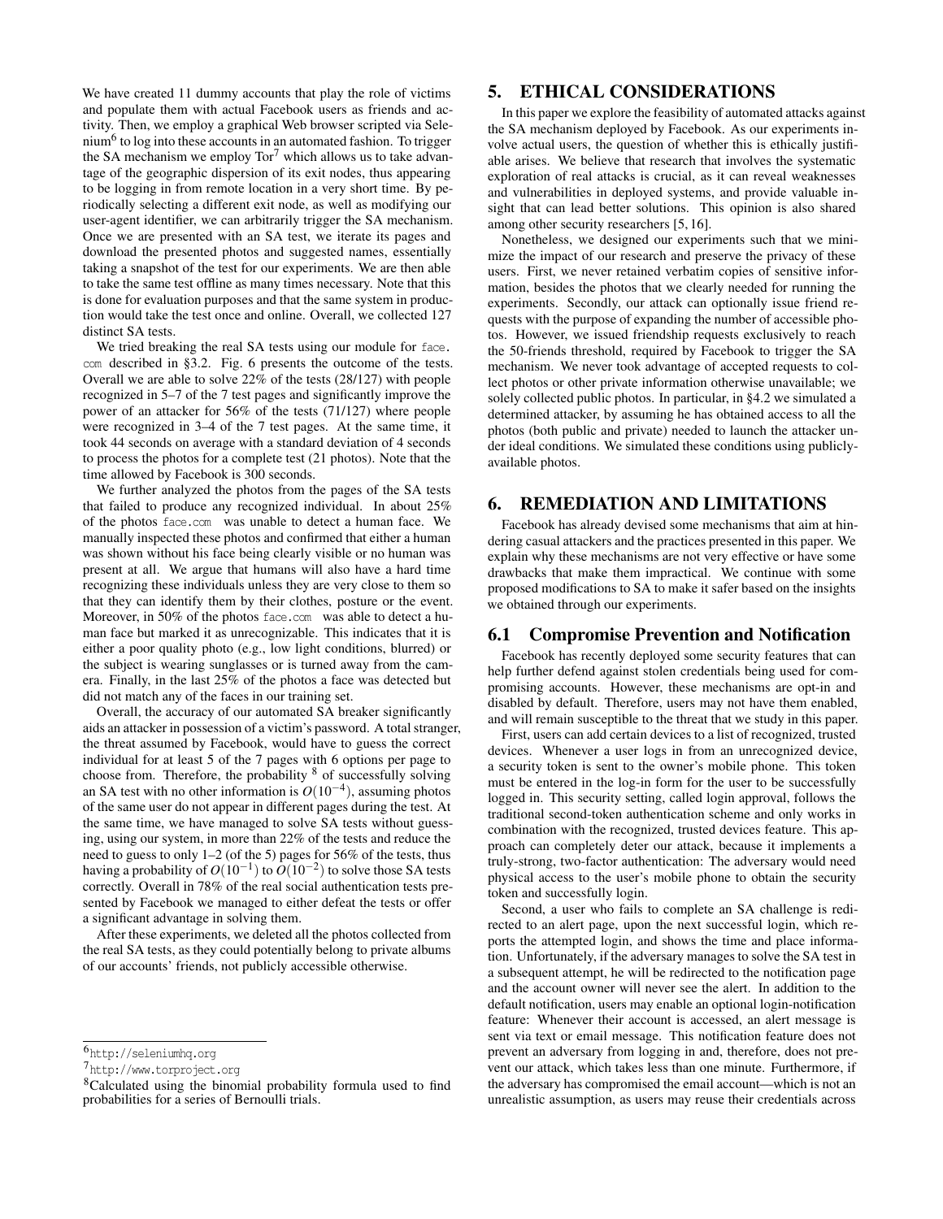We have created 11 dummy accounts that play the role of victims and populate them with actual Facebook users as friends and activity. Then, we employ a graphical Web browser scripted via Selenium[6] to log into these accounts in an automated fashion. To trigger the SA mechanism we employ Tor[7] which allows us to take advantage of the geographic dispersion of its exit nodes, thus appearing to be logging in from remote location in a very short time. By periodically selecting a different exit node, as well as modifying our user-agent identifier, we can arbitrarily trigger the SA mechanism. Once we are presented with an SA test, we iterate its pages and download the presented photos and suggested names, essentially taking a snapshot of the test for our experiments. We are then able to take the same test offline as many times necessary. Note that this is done for evaluation purposes and that the same system in production would take the test once and online. Overall, we collected 127 distinct SA tests.

We tried breaking the real SA tests using our module for `face.com` described in §3.2. Fig. 6 presents the outcome of the tests. Overall we are able to solve 22% of the tests (28/127) with people recognized in 5–7 of the 7 test pages and significantly improve the power of an attacker for 56% of the tests (71/127) where people were recognized in 3–4 of the 7 test pages. At the same time, it took 44 seconds on average with a standard deviation of 4 seconds to process the photos for a complete test (21 photos). Note that the time allowed by Facebook is 300 seconds.

We further analyzed the photos from the pages of the SA tests that failed to produce any recognized individual. In about 25% of the photos `face.com` was unable to detect a human face. We manually inspected these photos and confirmed that either a human was shown without his face being clearly visible or no human was present at all. We argue that humans will also have a hard time recognizing these individuals unless they are very close to them so that they can identify them by their clothes, posture or the event. Moreover, in 50% of the photos `face.com` was able to detect a human face but marked it as unrecognizable. This indicates that it is either a poor quality photo (e.g., low light conditions, blurred) or the subject is wearing sunglasses or is turned away from the camera. Finally, in the last 25% of the photos a face was detected but did not match any of the faces in our training set.

Overall, the accuracy of our automated SA breaker significantly aids an attacker in possession of a victim's password. A total stranger, the threat assumed by Facebook, would have to guess the correct individual for at least 5 of the 7 pages with 6 options per page to choose from. Therefore, the probability [8] of successfully solving an SA test with no other information is $O(10^{-4})$, assuming photos of the same user do not appear in different pages during the test. At the same time, we have managed to solve SA tests without guessing, using our system, in more than 22% of the tests and reduce the need to guess to only 1–2 (of the 5) pages for 56% of the tests, thus having a probability of $O(10^{-1})$ to $O(10^{-2})$ to solve those SA tests correctly. Overall in 78% of the real social authentication tests presented by Facebook we managed to either defeat the tests or offer a significant advantage in solving them.

After these experiments, we deleted all the photos collected from the real SA tests, as they could potentially belong to private albums of our accounts' friends, not publicly accessible otherwise.

[6] http://seleniumhq.org

[7] http://www.torproject.org

[8] Calculated using the binomial probability formula used to find probabilities for a series of Bernoulli trials.

## 5. ETHICAL CONSIDERATIONS

In this paper we explore the feasibility of automated attacks against the SA mechanism deployed by Facebook. As our experiments involve actual users, the question of whether this is ethically justifiable arises. We believe that research that involves the systematic exploration of real attacks is crucial, as it can reveal weaknesses and vulnerabilities in deployed systems, and provide valuable insight that can lead better solutions. This opinion is also shared among other security researchers [5, 16].

Nonetheless, we designed our experiments such that we minimize the impact of our research and preserve the privacy of these users. First, we never retained verbatim copies of sensitive information, besides the photos that we clearly needed for running the experiments. Secondly, our attack can optionally issue friend requests with the purpose of expanding the number of accessible photos. However, we issued friendship requests exclusively to reach the 50-friends threshold, required by Facebook to trigger the SA mechanism. We never took advantage of accepted requests to collect photos or other private information otherwise unavailable; we solely collected public photos. In particular, in §4.2 we simulated a determined attacker, by assuming he has obtained access to all the photos (both public and private) needed to launch the attacker under ideal conditions. We simulated these conditions using publicly-available photos.

## 6. REMEDIATION AND LIMITATIONS

Facebook has already devised some mechanisms that aim at hindering casual attackers and the practices presented in this paper. We explain why these mechanisms are not very effective or have some drawbacks that make them impractical. We continue with some proposed modifications to SA to make it safer based on the insights we obtained through our experiments.

### 6.1 Compromise Prevention and Notification

Facebook has recently deployed some security features that can help further defend against stolen credentials being used for compromising accounts. However, these mechanisms are opt-in and disabled by default. Therefore, users may not have them enabled, and will remain susceptible to the threat that we study in this paper.

First, users can add certain devices to a list of recognized, trusted devices. Whenever a user logs in from an unrecognized device, a security token is sent to the owner's mobile phone. This token must be entered in the log-in form for the user to be successfully logged in. This security setting, called login approval, follows the traditional second-token authentication scheme and only works in combination with the recognized, trusted devices feature. This approach can completely deter our attack, because it implements a truly-strong, two-factor authentication: The adversary would need physical access to the user's mobile phone to obtain the security token and successfully login.

Second, a user who fails to complete an SA challenge is redirected to an alert page, upon the next successful login, which reports the attempted login, and shows the time and place information. Unfortunately, if the adversary manages to solve the SA test in a subsequent attempt, he will be redirected to the notification page and the account owner will never see the alert. In addition to the default notification, users may enable an optional login-notification feature: Whenever their account is accessed, an alert message is sent via text or email message. This notification feature does not prevent an adversary from logging in and, therefore, does not prevent our attack, which takes less than one minute. Furthermore, if the adversary has compromised the email account—which is not an unrealistic assumption, as users may reuse their credentials across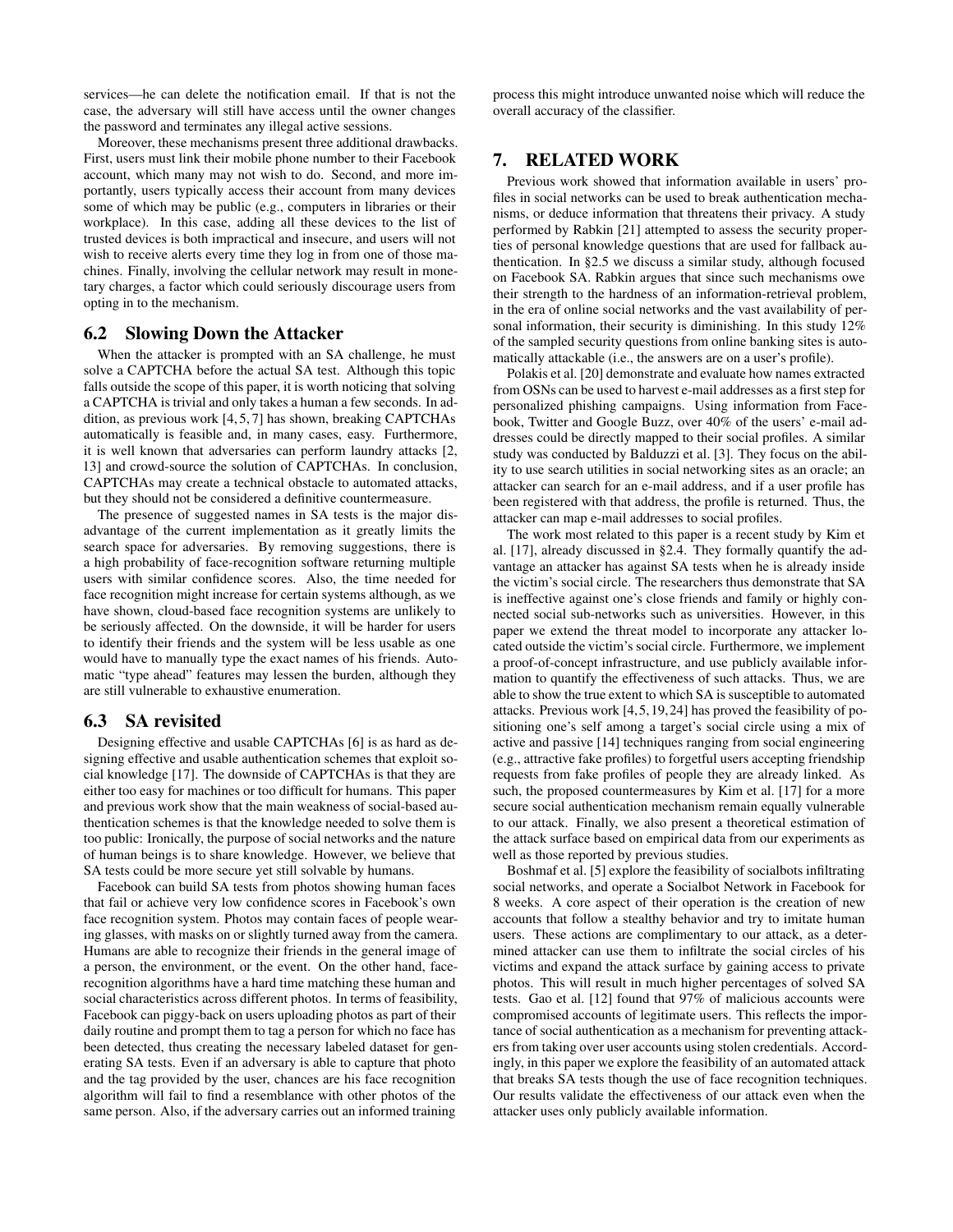services—he can delete the notification email. If that is not the case, the adversary will still have access until the owner changes the password and terminates any illegal active sessions.

Moreover, these mechanisms present three additional drawbacks. First, users must link their mobile phone number to their Facebook account, which many may not wish to do. Second, and more importantly, users typically access their account from many devices some of which may be public (e.g., computers in libraries or their workplace). In this case, adding all these devices to the list of trusted devices is both impractical and insecure, and users will not wish to receive alerts every time they log in from one of those machines. Finally, involving the cellular network may result in monetary charges, a factor which could seriously discourage users from opting in to the mechanism.

## 6.2 Slowing Down the Attacker

When the attacker is prompted with an SA challenge, he must solve a CAPTCHA before the actual SA test. Although this topic falls outside the scope of this paper, it is worth noticing that solving a CAPTCHA is trivial and only takes a human a few seconds. In addition, as previous work [4, 5, 7] has shown, breaking CAPTCHAs automatically is feasible and, in many cases, easy. Furthermore, it is well known that adversaries can perform laundry attacks [2, 13] and crowd-source the solution of CAPTCHAs. In conclusion, CAPTCHAs may create a technical obstacle to automated attacks, but they should not be considered a definitive countermeasure.

The presence of suggested names in SA tests is the major disadvantage of the current implementation as it greatly limits the search space for adversaries. By removing suggestions, there is a high probability of face-recognition software returning multiple users with similar confidence scores. Also, the time needed for face recognition might increase for certain systems although, as we have shown, cloud-based face recognition systems are unlikely to be seriously affected. On the downside, it will be harder for users to identify their friends and the system will be less usable as one would have to manually type the exact names of his friends. Automatic "type ahead" features may lessen the burden, although they are still vulnerable to exhaustive enumeration.

## 6.3 SA revisited

Designing effective and usable CAPTCHAs [6] is as hard as designing effective and usable authentication schemes that exploit social knowledge [17]. The downside of CAPTCHAs is that they are either too easy for machines or too difficult for humans. This paper and previous work show that the main weakness of social-based authentication schemes is that the knowledge needed to solve them is too public: Ironically, the purpose of social networks and the nature of human beings is to share knowledge. However, we believe that SA tests could be more secure yet still solvable by humans.

Facebook can build SA tests from photos showing human faces that fail or achieve very low confidence scores in Facebook's own face recognition system. Photos may contain faces of people wearing glasses, with masks on or slightly turned away from the camera. Humans are able to recognize their friends in the general image of a person, the environment, or the event. On the other hand, face-recognition algorithms have a hard time matching these human and social characteristics across different photos. In terms of feasibility, Facebook can piggy-back on users uploading photos as part of their daily routine and prompt them to tag a person for which no face has been detected, thus creating the necessary labeled dataset for generating SA tests. Even if an adversary is able to capture that photo and the tag provided by the user, chances are his face recognition algorithm will fail to find a resemblance with other photos of the same person. Also, if the adversary carries out an informed training process this might introduce unwanted noise which will reduce the overall accuracy of the classifier.

# 7. RELATED WORK

Previous work showed that information available in users' profiles in social networks can be used to break authentication mechanisms, or deduce information that threatens their privacy. A study performed by Rabkin [21] attempted to assess the security properties of personal knowledge questions that are used for fallback authentication. In §2.5 we discuss a similar study, although focused on Facebook SA. Rabkin argues that since such mechanisms owe their strength to the hardness of an information-retrieval problem, in the era of online social networks and the vast availability of personal information, their security is diminishing. In this study 12% of the sampled security questions from online banking sites is automatically attackable (i.e., the answers are on a user's profile).

Polakis et al. [20] demonstrate and evaluate how names extracted from OSNs can be used to harvest e-mail addresses as a first step for personalized phishing campaigns. Using information from Facebook, Twitter and Google Buzz, over 40% of the users' e-mail addresses could be directly mapped to their social profiles. A similar study was conducted by Balduzzi et al. [3]. They focus on the ability to use search utilities in social networking sites as an oracle; an attacker can search for an e-mail address, and if a user profile has been registered with that address, the profile is returned. Thus, the attacker can map e-mail addresses to social profiles.

The work most related to this paper is a recent study by Kim et al. [17], already discussed in §2.4. They formally quantify the advantage an attacker has against SA tests when he is already inside the victim's social circle. The researchers thus demonstrate that SA is ineffective against one's close friends and family or highly connected social sub-networks such as universities. However, in this paper we extend the threat model to incorporate any attacker located outside the victim's social circle. Furthermore, we implement a proof-of-concept infrastructure, and use publicly available information to quantify the effectiveness of such attacks. Thus, we are able to show the true extent to which SA is susceptible to automated attacks. Previous work [4,5,19,24] has proved the feasibility of positioning one's self among a target's social circle using a mix of active and passive [14] techniques ranging from social engineering (e.g., attractive fake profiles) to forgetful users accepting friendship requests from fake profiles of people they are already linked. As such, the proposed countermeasures by Kim et al. [17] for a more secure social authentication mechanism remain equally vulnerable to our attack. Finally, we also present a theoretical estimation of the attack surface based on empirical data from our experiments as well as those reported by previous studies.

Boshmaf et al. [5] explore the feasibility of socialbots infiltrating social networks, and operate a Socialbot Network in Facebook for 8 weeks. A core aspect of their operation is the creation of new accounts that follow a stealthy behavior and try to imitate human users. These actions are complimentary to our attack, as a determined attacker can use them to infiltrate the social circles of his victims and expand the attack surface by gaining access to private photos. This will result in much higher percentages of solved SA tests. Gao et al. [12] found that 97% of malicious accounts were compromised accounts of legitimate users. This reflects the importance of social authentication as a mechanism for preventing attackers from taking over user accounts using stolen credentials. Accordingly, in this paper we explore the feasibility of an automated attack that breaks SA tests though the use of face recognition techniques. Our results validate the effectiveness of our attack even when the attacker uses only publicly available information.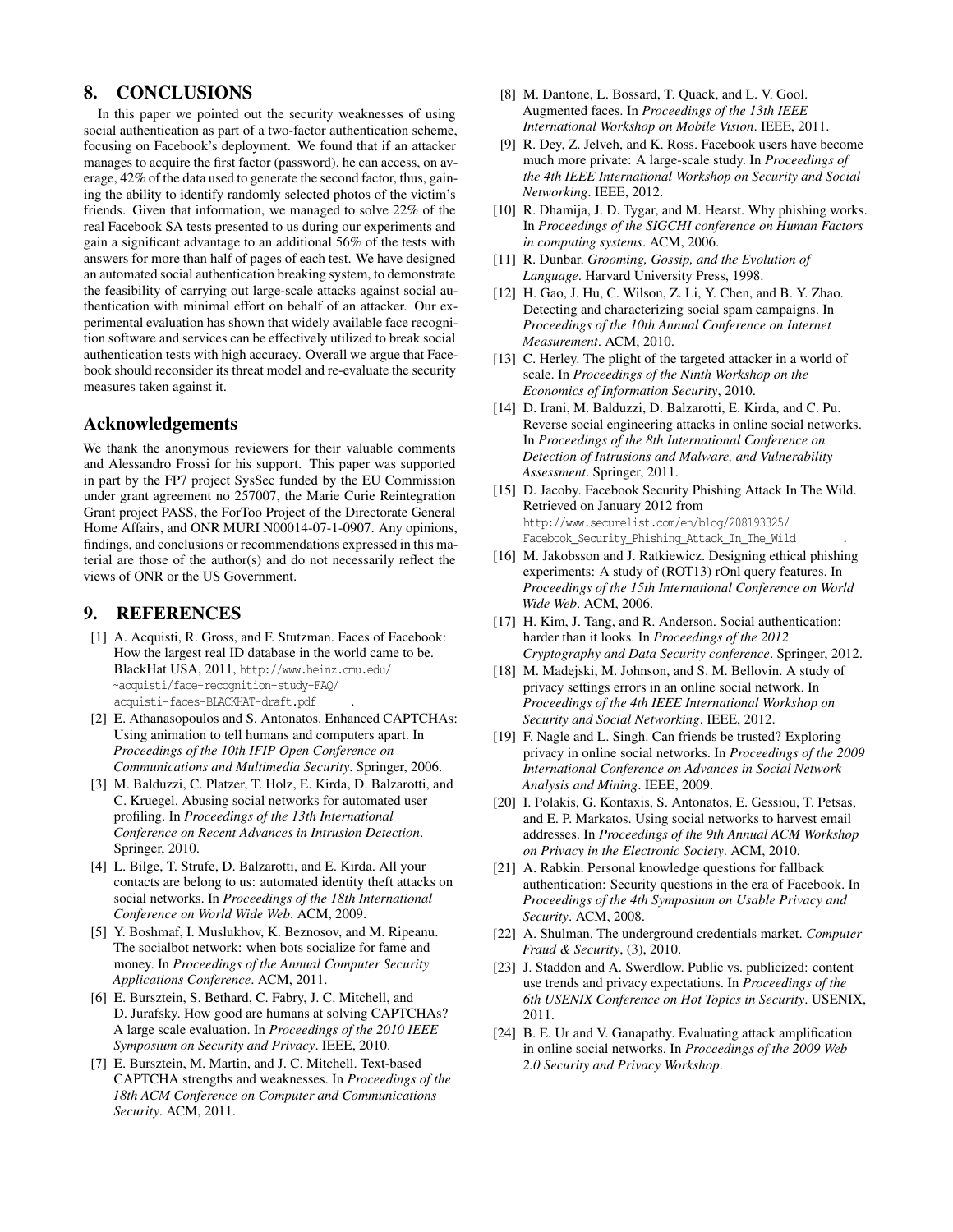## 8. CONCLUSIONS

In this paper we pointed out the security weaknesses of using social authentication as part of a two-factor authentication scheme, focusing on Facebook's deployment. We found that if an attacker manages to acquire the first factor (password), he can access, on average, 42% of the data used to generate the second factor, thus, gaining the ability to identify randomly selected photos of the victim's friends. Given that information, we managed to solve 22% of the real Facebook SA tests presented to us during our experiments and gain a significant advantage to an additional 56% of the tests with answers for more than half of pages of each test. We have designed an automated social authentication breaking system, to demonstrate the feasibility of carrying out large-scale attacks against social authentication with minimal effort on behalf of an attacker. Our experimental evaluation has shown that widely available face recognition software and services can be effectively utilized to break social authentication tests with high accuracy. Overall we argue that Facebook should reconsider its threat model and re-evaluate the security measures taken against it.

## Acknowledgements

We thank the anonymous reviewers for their valuable comments and Alessandro Frossi for his support. This paper was supported in part by the FP7 project SysSec funded by the EU Commission under grant agreement no 257007, the Marie Curie Reintegration Grant project PASS, the ForToo Project of the Directorate General Home Affairs, and ONR MURI N00014-07-1-0907. Any opinions, findings, and conclusions or recommendations expressed in this material are those of the author(s) and do not necessarily reflect the views of ONR or the US Government.

## 9. REFERENCES

[1] A. Acquisti, R. Gross, and F. Stutzman. Faces of Facebook: How the largest real ID database in the world came to be. BlackHat USA, 2011, http://www.heinz.cmu.edu/~acquisti/face-recognition-study-FAQ/acquisti-faces-BLACKHAT-draft.pdf.

[2] E. Athanasopoulos and S. Antonatos. Enhanced CAPTCHAs: Using animation to tell humans and computers apart. In *Proceedings of the 10th IFIP Open Conference on Communications and Multimedia Security*. Springer, 2006.

[3] M. Balduzzi, C. Platzer, T. Holz, E. Kirda, D. Balzarotti, and C. Kruegel. Abusing social networks for automated user profiling. In *Proceedings of the 13th International Conference on Recent Advances in Intrusion Detection*. Springer, 2010.

[4] L. Bilge, T. Strufe, D. Balzarotti, and E. Kirda. All your contacts are belong to us: automated identity theft attacks on social networks. In *Proceedings of the 18th International Conference on World Wide Web*. ACM, 2009.

[5] Y. Boshmaf, I. Muslukhov, K. Beznosov, and M. Ripeanu. The socialbot network: when bots socialize for fame and money. In *Proceedings of the Annual Computer Security Applications Conference*. ACM, 2011.

[6] E. Bursztein, S. Bethard, C. Fabry, J. C. Mitchell, and D. Jurafsky. How good are humans at solving CAPTCHAs? A large scale evaluation. In *Proceedings of the 2010 IEEE Symposium on Security and Privacy*. IEEE, 2010.

[7] E. Bursztein, M. Martin, and J. C. Mitchell. Text-based CAPTCHA strengths and weaknesses. In *Proceedings of the 18th ACM Conference on Computer and Communications Security*. ACM, 2011.

[8] M. Dantone, L. Bossard, T. Quack, and L. V. Gool. Augmented faces. In *Proceedings of the 13th IEEE International Workshop on Mobile Vision*. IEEE, 2011.

[9] R. Dey, Z. Jelveh, and K. Ross. Facebook users have become much more private: A large-scale study. In *Proceedings of the 4th IEEE International Workshop on Security and Social Networking*. IEEE, 2012.

[10] R. Dhamija, J. D. Tygar, and M. Hearst. Why phishing works. In *Proceedings of the SIGCHI conference on Human Factors in computing systems*. ACM, 2006.

[11] R. Dunbar. *Grooming, Gossip, and the Evolution of Language*. Harvard University Press, 1998.

[12] H. Gao, J. Hu, C. Wilson, Z. Li, Y. Chen, and B. Y. Zhao. Detecting and characterizing social spam campaigns. In *Proceedings of the 10th Annual Conference on Internet Measurement*. ACM, 2010.

[13] C. Herley. The plight of the targeted attacker in a world of scale. In *Proceedings of the Ninth Workshop on the Economics of Information Security*, 2010.

[14] D. Irani, M. Balduzzi, D. Balzarotti, E. Kirda, and C. Pu. Reverse social engineering attacks in online social networks. In *Proceedings of the 8th International Conference on Detection of Intrusions and Malware, and Vulnerability Assessment*. Springer, 2011.

[15] D. Jacoby. Facebook Security Phishing Attack In The Wild. Retrieved on January 2012 from http://www.securelist.com/en/blog/208193325/Facebook_Security_Phishing_Attack_In_The_Wild.

[16] M. Jakobsson and J. Ratkiewicz. Designing ethical phishing experiments: A study of (ROT13) rOnl query features. In *Proceedings of the 15th International Conference on World Wide Web*. ACM, 2006.

[17] H. Kim, J. Tang, and R. Anderson. Social authentication: harder than it looks. In *Proceedings of the 2012 Cryptography and Data Security conference*. Springer, 2012.

[18] M. Madejski, M. Johnson, and S. M. Bellovin. A study of privacy settings errors in an online social network. In *Proceedings of the 4th IEEE International Workshop on Security and Social Networking*. IEEE, 2012.

[19] F. Nagle and L. Singh. Can friends be trusted? Exploring privacy in online social networks. In *Proceedings of the 2009 International Conference on Advances in Social Network Analysis and Mining*. IEEE, 2009.

[20] I. Polakis, G. Kontaxis, S. Antonatos, E. Gessiou, T. Petsas, and E. P. Markatos. Using social networks to harvest email addresses. In *Proceedings of the 9th Annual ACM Workshop on Privacy in the Electronic Society*. ACM, 2010.

[21] A. Rabkin. Personal knowledge questions for fallback authentication: Security questions in the era of Facebook. In *Proceedings of the 4th Symposium on Usable Privacy and Security*. ACM, 2008.

[22] A. Shulman. The underground credentials market. *Computer Fraud & Security*, (3), 2010.

[23] J. Staddon and A. Swerdlow. Public vs. publicized: content use trends and privacy expectations. In *Proceedings of the 6th USENIX Conference on Hot Topics in Security*. USENIX, 2011.

[24] B. E. Ur and V. Ganapathy. Evaluating attack amplification in online social networks. In *Proceedings of the 2009 Web 2.0 Security and Privacy Workshop*.